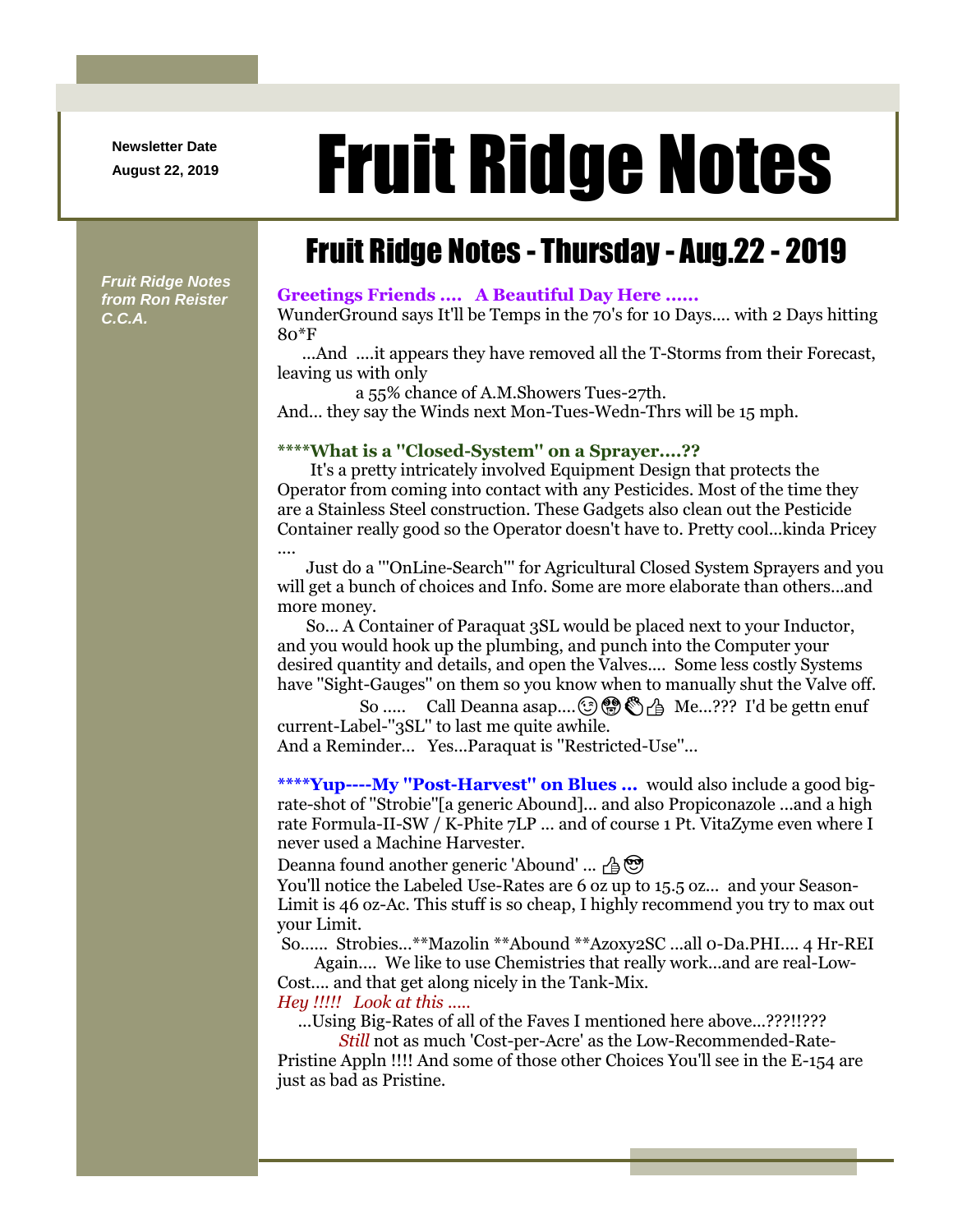Newsletter Date

August 22, 2019

# Fruit Ridge Notes

*Fruit Ridge Notes from Ron Reister C.C.A.*

## Fruit Ridge Notes - Thursday - Aug.22 - 2019

**Greetings Friends .... A Beautiful Day Here ......**

WunderGround says It'll be Temps in the 70's for 10 Days.... with 2 Days hitting 80*F

...And ....it appears they have removed all the T-Storms from their Forecast, leaving us with only

a 55% chance of A.M.Showers Tues-27th.

And... they say the Winds next Mon-Tues-Wedn-Thrs will be 15 mph.

**\*\*\*\*What is a "Closed-System" on a Sprayer....??**

It's a pretty intricately involved Equipment Design that protects the Operator from coming into contact with any Pesticides. Most of the time they are a Stainless Steel construction. These Gadgets also clean out the Pesticide Container really good so the Operator doesn't have to. Pretty cool...kinda Pricey ....

Just do a '"OnLine-Search"' for Agricultural Closed System Sprayers and you will get a bunch of choices and Info. Some are more elaborate than others...and more money.

So... A Container of Paraquat 3SL would be placed next to your Inductor, and you would hook up the plumbing, and punch into the Computer your desired quantity and details, and open the Valves.... Some less costly Systems have "Sight-Gauges" on them so you know when to manually shut the Valve off.

So ..... Call Deanna asap....😉🤩👏👍 Me...??? I'd be gettn enuf current-Label-"3SL" to last me quite awhile.

And a Reminder... Yes...Paraquat is "Restricted-Use"...

**\*\*\*\*Yup----My "Post-Harvest" on Blues ...** would also include a good big-rate-shot of "Strobie"[a generic Abound]... and also Propiconazole ...and a high rate Formula-II-SW / K-Phite 7LP ... and of course 1 Pt. VitaZyme even where I never used a Machine Harvester.

Deanna found another generic 'Abound' ... 👍😎

You'll notice the Labeled Use-Rates are 6 oz up to 15.5 oz... and your Season-Limit is 46 oz-Ac. This stuff is so cheap, I highly recommend you try to max out your Limit.

So...... Strobies...\*\*Mazolin \*\*Abound \*\*Azoxy2SC ...all 0-Da.PHI.... 4 Hr-REI

Again.... We like to use Chemistries that really work...and are real-Low-Cost.... and that get along nicely in the Tank-Mix.

*Hey !!!!! Look at this .....*

...Using Big-Rates of all of the Faves I mentioned here above...???!!???

*Still* not as much 'Cost-per-Acre' as the Low-Recommended-Rate-Pristine Appln !!!! And some of those other Choices You'll see in the E-154 are just as bad as Pristine.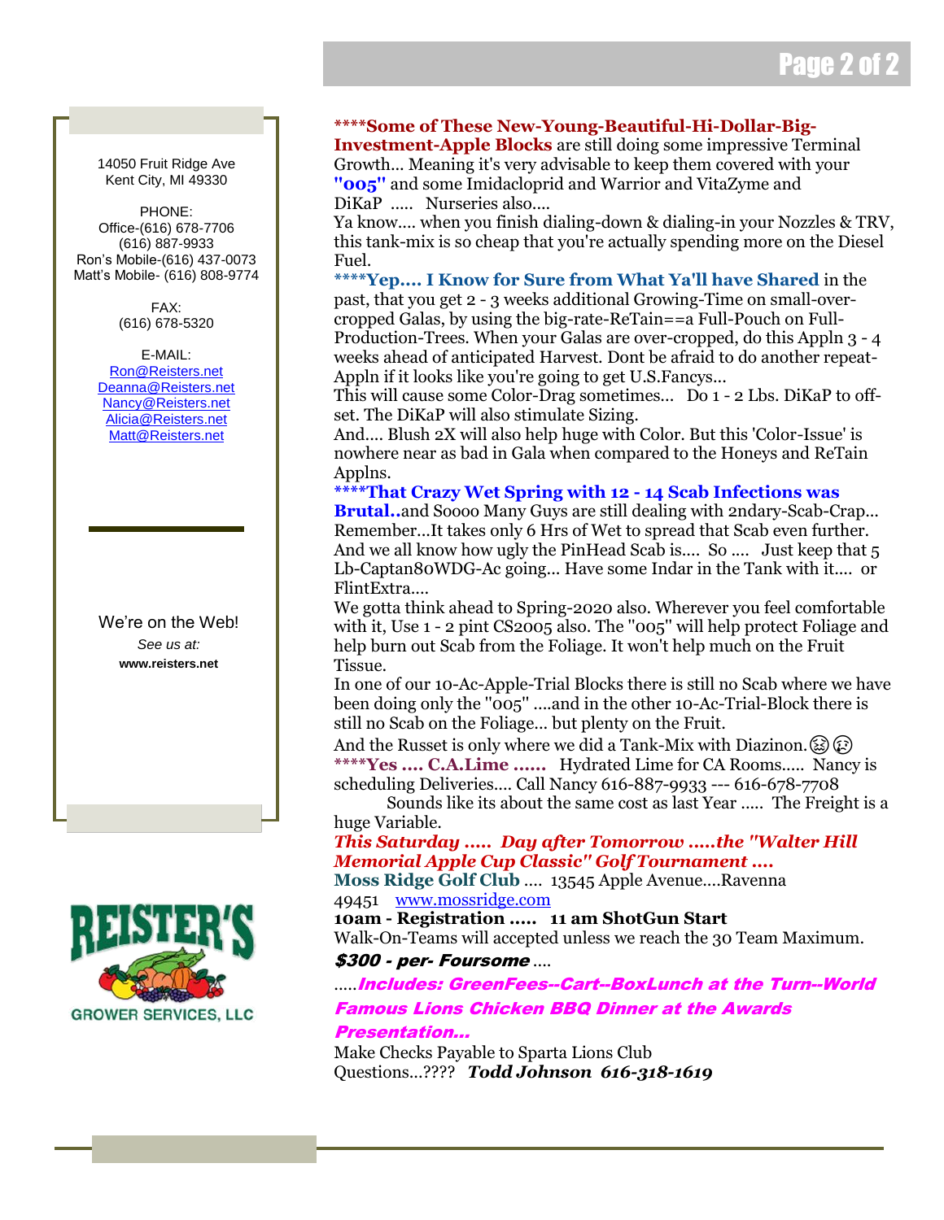14050 Fruit Ridge Ave
Kent City, MI 49330

PHONE:
Office-(616) 678-7706
(616) 887-9933
Ron's Mobile-(616) 437-0073
Matt's Mobile- (616) 808-9774

FAX:
(616) 678-5320

E-MAIL:
Ron@Reisters.net
Deanna@Reisters.net
Nancy@Reisters.net
Alicia@Reisters.net
Matt@Reisters.net

We're on the Web!
*See us at:*
**www.reisters.net**

REISTER'S
GROWER SERVICES, LLC

****Some of These New-Young-Beautiful-Hi-Dollar-Big-Investment-Apple Blocks** are still doing some impressive Terminal Growth... Meaning it's very advisable to keep them covered with your **"005"** and some Imidacloprid and Warrior and VitaZyme and DiKaP ..... Nurseries also....

Ya know.... when you finish dialing-down & dialing-in your Nozzles & TRV, this tank-mix is so cheap that you're actually spending more on the Diesel Fuel.

****Yep.... I Know for Sure from What Ya'll have Shared** in the past, that you get 2 - 3 weeks additional Growing-Time on small-over-cropped Galas, by using the big-rate-ReTain==a Full-Pouch on Full-Production-Trees. When your Galas are over-cropped, do this Appln 3 - 4 weeks ahead of anticipated Harvest. Dont be afraid to do another repeat-Appln if it looks like you're going to get U.S.Fancys...

This will cause some Color-Drag sometimes... Do 1 - 2 Lbs. DiKaP to off-set. The DiKaP will also stimulate Sizing.

And.... Blush 2X will also help huge with Color. But this 'Color-Issue' is nowhere near as bad in Gala when compared to the Honeys and ReTain Applns.

****That Crazy Wet Spring with 12 - 14 Scab Infections was Brutal..**and Soooo Many Guys are still dealing with 2ndary-Scab-Crap... Remember...It takes only 6 Hrs of Wet to spread that Scab even further. And we all know how ugly the PinHead Scab is.... So .... Just keep that 5 Lb-Captan80WDG-Ac going... Have some Indar in the Tank with it.... or FlintExtra....

We gotta think ahead to Spring-2020 also. Wherever you feel comfortable with it, Use 1 - 2 pint CS2005 also. The "005" will help protect Foliage and help burn out Scab from the Foliage. It won't help much on the Fruit Tissue.

In one of our 10-Ac-Apple-Trial Blocks there is still no Scab where we have been doing only the "005" ....and in the other 10-Ac-Trial-Block there is still no Scab on the Foliage... but plenty on the Fruit.

And the Russet is only where we did a Tank-Mix with Diazinon.😖😥

****Yes .... C.A.Lime ......** Hydrated Lime for CA Rooms..... Nancy is scheduling Deliveries.... Call Nancy 616-887-9933 --- 616-678-7708

Sounds like its about the same cost as last Year ..... The Freight is a huge Variable.

***This Saturday ..... Day after Tomorrow .....the "Walter Hill Memorial Apple Cup Classic" Golf Tournament ....***

**Moss Ridge Golf Club** .... 13545 Apple Avenue....Ravenna 49451 www.mossridge.com

**10am - Registration ..... 11 am ShotGun Start**

Walk-On-Teams will accepted unless we reach the 30 Team Maximum.

***$300 - per- Foursome*** ....

.....***Includes: GreenFees--Cart--BoxLunch at the Turn--World Famous Lions Chicken BBQ Dinner at the Awards Presentation...***

Make Checks Payable to Sparta Lions Club

Questions...???? ***Todd Johnson 616-318-1619***